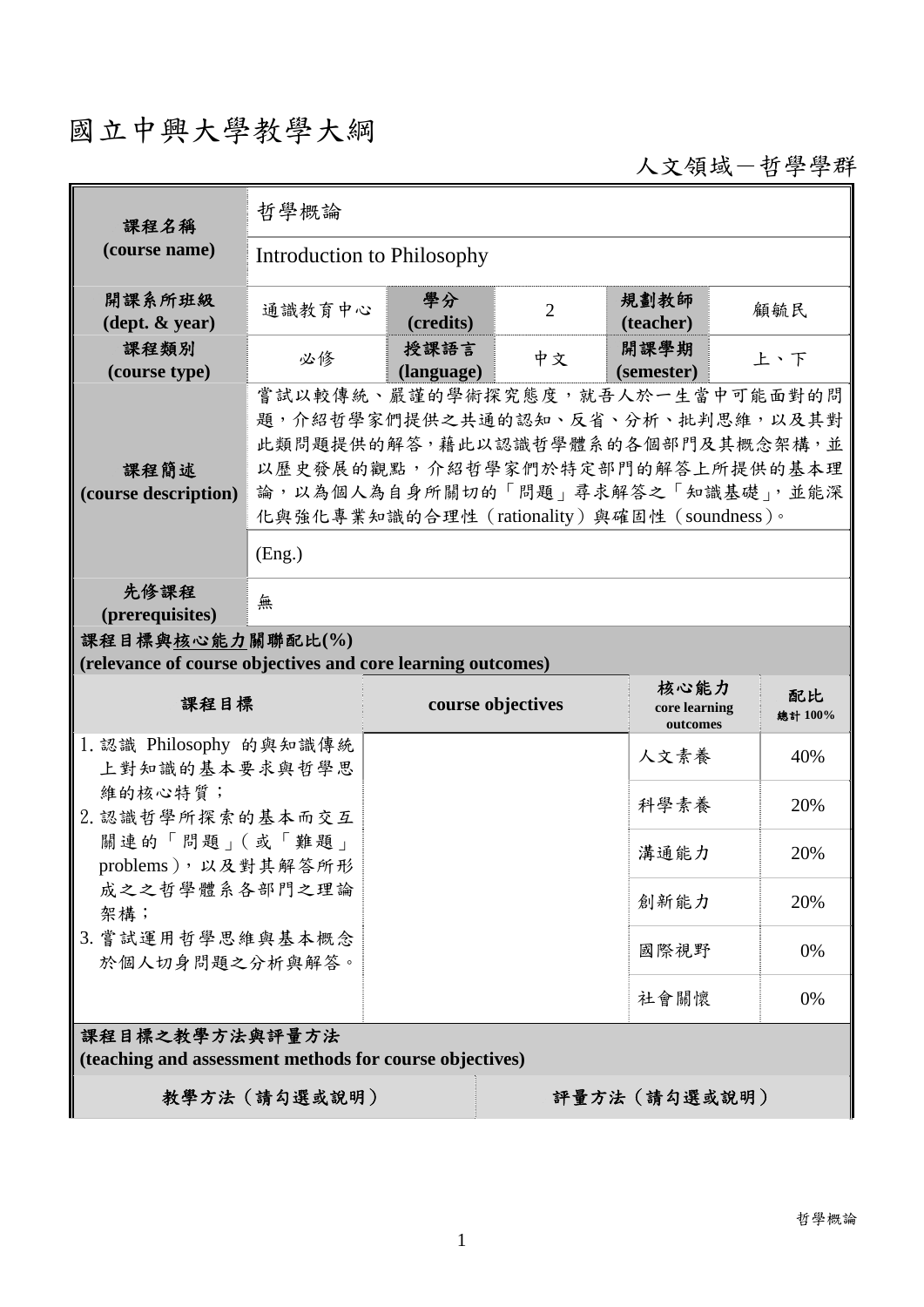# 國立中興大學教學大綱

人文領域－哲學學群

| 課程名稱 (course name) | 哲學概論 | | | | |
|---|---|---|---|---|---|
| | Introduction to Philosophy | | | | |
| 開課系所班級 (dept. & year) | 通識教育中心 | 學分 (credits) | 2 | 規劃教師 (teacher) | 顧毓民 |
| 課程類別 (course type) | 必修 | 授課語言 (language) | 中文 | 開課學期 (semester) | 上、下 |
| 課程簡述 (course description) | 嘗試以較傳統、嚴謹的學術探究態度，就吾人於一生當中可能面對的問題，介紹哲學家們提供之共通的認知、反省、分析、批判思維，以及其對此類問題提供的解答，藉此以認識哲學體系的各個部門及其概念架構，並以歷史發展的觀點，介紹哲學家們於特定部門的解答上所提供的基本理論，以為個人為自身所關切的「問題」尋求解答之「知識基礎」，並能深化與強化專業知識的合理性（rationality）與確固性（soundness）。 | | | | |
| | (Eng.) | | | | |
| 先修課程 (prerequisites) | 無 | | | | |

**課程目標與核心能力關聯配比(%)**
**(relevance of course objectives and core learning outcomes)**

| 課程目標 | course objectives | 核心能力 core learning outcomes | 配比 總計 100% |
|---|---|---|---|
| 1. 認識 Philosophy 的與知識傳統上對知識的基本要求與哲學思維的核心特質；<br>2. 認識哲學所探索的基本而交互關連的「問題」(或「難題」problems)，以及對其解答所形成之之哲學體系各部門之理論架構；<br>3. 嘗試運用哲學思維與基本概念於個人切身問題之分析與解答。 | | 人文素養 | 40% |
| | | 科學素養 | 20% |
| | | 溝通能力 | 20% |
| | | 創新能力 | 20% |
| | | 國際視野 | 0% |
| | | 社會關懷 | 0% |

**課程目標之教學方法與評量方法**
**(teaching and assessment methods for course objectives)**

| 教學方法（請勾選或說明） | 評量方法（請勾選或說明） |
|---|---|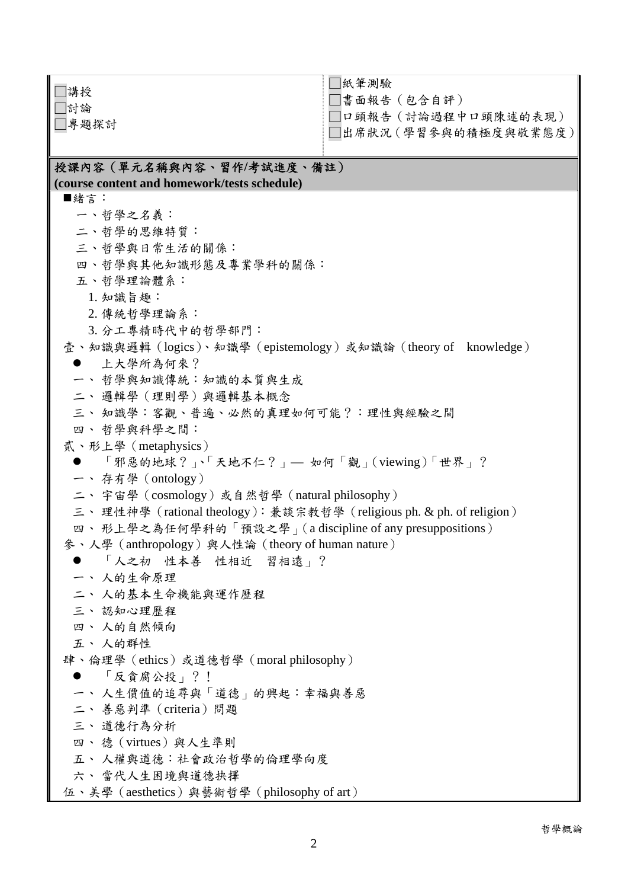| | |
|---|---|
| □講授<br>□討論<br>□專題探討 | □紙筆測驗<br>□書面報告（包含自評）<br>□口頭報告（討論過程中口頭陳述的表現）<br>□出席狀況（學習參與的積極度與敬業態度） |

**授課內容（單元名稱與內容、習作/考試進度、備註）**
**(course content and homework/tests schedule)**

■緒言：

一、哲學之名義：

二、哲學的思維特質：

三、哲學與日常生活的關係：

四、哲學與其他知識形態及專業學科的關係：

五、哲學理論體系：

1. 知識旨趣：
2. 傳統哲學理論系：
3. 分工專精時代中的哲學部門：

壹、知識與邏輯（logics）、知識學（epistemology）或知識論（theory of knowledge）

- 上大學所為何來？

一、哲學與知識傳統：知識的本質與生成

二、邏輯學（理則學）與邏輯基本概念

三、知識學：客觀、普遍、必然的真理如何可能？：理性與經驗之間

四、哲學與科學之間：

貳、形上學（metaphysics）

- 「邪惡的地球？」、「天地不仁？」— 如何「觀」(viewing)「世界」？

一、存有學（ontology）

二、宇宙學（cosmology）或自然哲學（natural philosophy）

三、理性神學（rational theology）：兼談宗教哲學（religious ph. & ph. of religion）

四、形上學之為任何學科的「預設之學」(a discipline of any presuppositions)

參、人學（anthropology）與人性論（theory of human nature）

- 「人之初 性本善 性相近 習相遠」？

一、人的生命原理

二、人的基本生命機能與運作歷程

三、認知心理歷程

四、人的自然傾向

五、人的群性

肆、倫理學（ethics）或道德哲學（moral philosophy）

- 「反貪腐公投」？！

一、人生價值的追尋與「道德」的興起：幸福與善惡

二、善惡判準（criteria）問題

三、道德行為分析

四、德（virtues）與人生準則

五、人權與道德：社會政治哲學的倫理學向度

六、當代人生困境與道德抉擇

伍、美學（aesthetics）與藝術哲學（philosophy of art）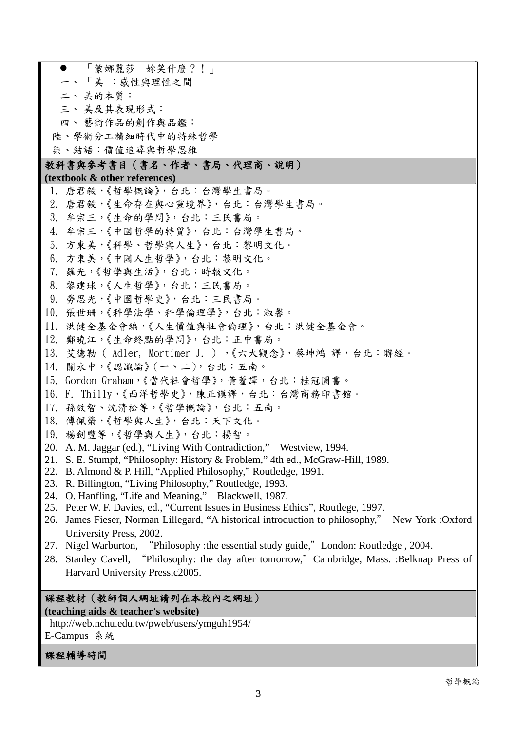- 「蒙娜麗莎　妳笑什麼？！」

一、「美」：感性與理性之間

二、美的本質：

三、美及其表現形式：

四、藝術作品的創作與品鑑：

陸、學術分工精細時代中的特殊哲學

柒、結語：價值追尋與哲學思維

**教科書與參考書目（書名、作者、書局、代理商、說明）**
**(textbook & other references)**

1. 唐君毅，《哲學概論》，台北：台灣學生書局。
2. 唐君毅，《生命存在與心靈境界》，台北：台灣學生書局。
3. 牟宗三，《生命的學問》，台北：三民書局。
4. 牟宗三，《中國哲學的特質》，台北：台灣學生書局。
5. 方東美，《科學、哲學與人生》，台北：黎明文化。
6. 方東美，《中國人生哲學》，台北：黎明文化。
7. 羅光，《哲學與生活》，台北：時報文化。
8. 黎建球，《人生哲學》，台北：三民書局。
9. 勞思光，《中國哲學史》，台北：三民書局。
10. 張世珊，《科學法學、科學倫理學》，台北：淑馨。
11. 洪健全基金會編，《人生價值與社會倫理》，台北：洪健全基金會。
12. 鄭曉江，《生命終點的學問》，台北：正中書局。
13. 艾德勒（ Adler, Mortimer J. ），《六大觀念》，蔡坤鴻 譯，台北：聯經。
14. 關永中，《認識論》(一、二)，台北：五南。
15. Gordon Graham，《當代社會哲學》，黃藿譯，台北：桂冠圖書。
16. F. Thilly，《西洋哲學史》，陳正謨譯，台北：台灣商務印書館。
17. 孫效智、沈清松等，《哲學概論》，台北：五南。
18. 傅佩榮，《哲學與人生》，台北：天下文化。
19. 楊劍豐等，《哲學與人生》，台北：揚智。
20. A. M. Jaggar (ed.), "Living With Contradiction," Westview, 1994.
21. S. E. Stumpf, "Philosophy: History & Problem," 4th ed., McGraw-Hill, 1989.
22. B. Almond & P. Hill, "Applied Philosophy," Routledge, 1991.
23. R. Billington, "Living Philosophy," Routledge, 1993.
24. O. Hanfling, "Life and Meaning," Blackwell, 1987.
25. Peter W. F. Davies, ed., "Current Issues in Business Ethics", Routlege, 1997.
26. James Fieser, Norman Lillegard, "A historical introduction to philosophy," New York :Oxford University Press, 2002.
27. Nigel Warburton, "Philosophy :the essential study guide," London: Routledge , 2004.
28. Stanley Cavell, "Philosophy: the day after tomorrow," Cambridge, Mass. :Belknap Press of Harvard University Press,c2005.

**課程教材（教師個人網址請列在本校內之網址）**
**(teaching aids & teacher's website)**

http://web.nchu.edu.tw/pweb/users/ymguh1954/

E-Campus 系統

**課程輔導時間**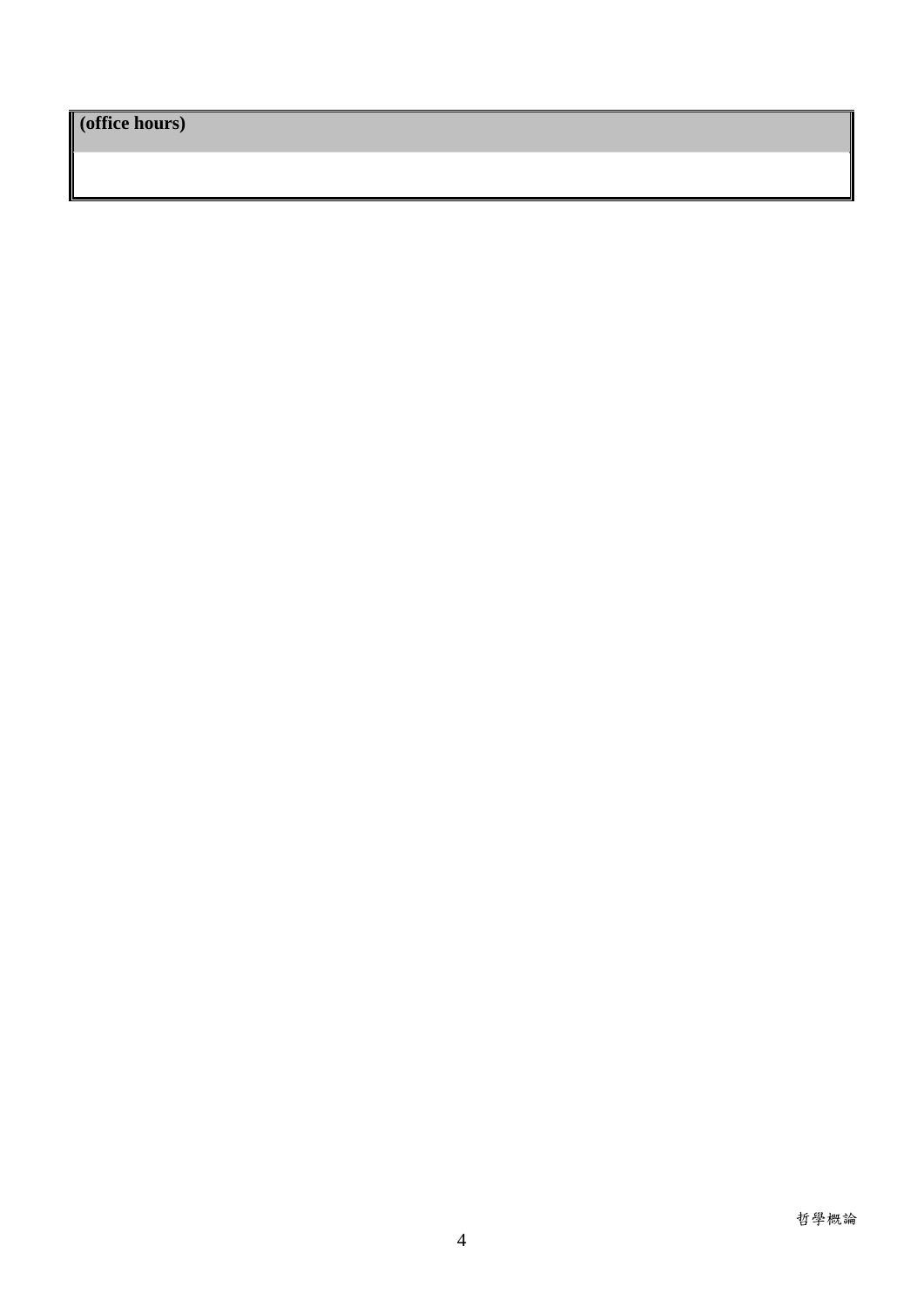| **(office hours)** |
| --- |
| |